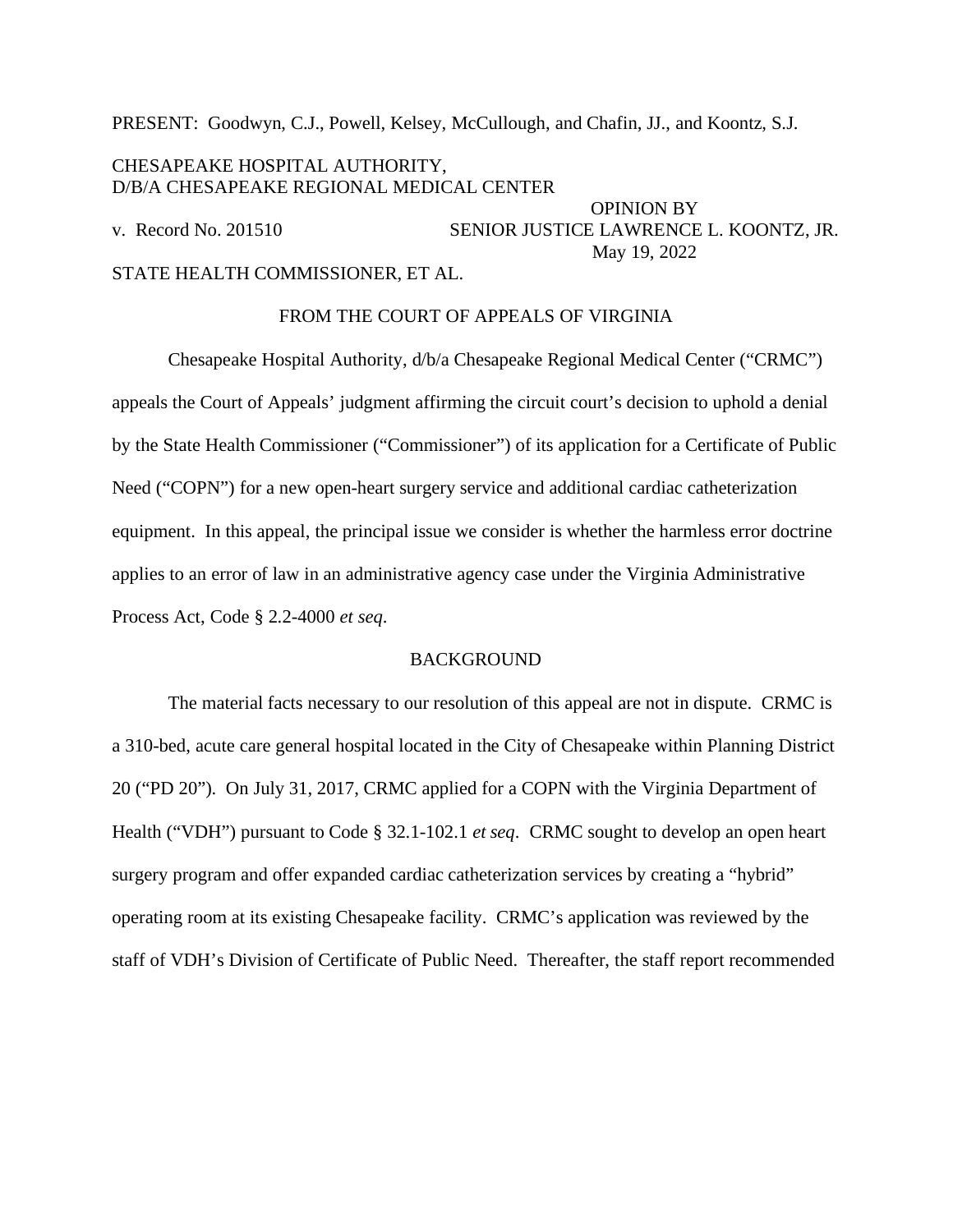PRESENT: Goodwyn, C.J., Powell, Kelsey, McCullough, and Chafin, JJ., and Koontz, S.J.

CHESAPEAKE HOSPITAL AUTHORITY,
D/B/A CHESAPEAKE REGIONAL MEDICAL CENTER

OPINION BY
v. Record No. 201510 SENIOR JUSTICE LAWRENCE L. KOONTZ, JR.
May 19, 2022

STATE HEALTH COMMISSIONER, ET AL.

FROM THE COURT OF APPEALS OF VIRGINIA

Chesapeake Hospital Authority, d/b/a Chesapeake Regional Medical Center ("CRMC") appeals the Court of Appeals' judgment affirming the circuit court's decision to uphold a denial by the State Health Commissioner ("Commissioner") of its application for a Certificate of Public Need ("COPN") for a new open-heart surgery service and additional cardiac catheterization equipment. In this appeal, the principal issue we consider is whether the harmless error doctrine applies to an error of law in an administrative agency case under the Virginia Administrative Process Act, Code § 2.2-4000 *et seq*.

## BACKGROUND

The material facts necessary to our resolution of this appeal are not in dispute. CRMC is a 310-bed, acute care general hospital located in the City of Chesapeake within Planning District 20 ("PD 20"). On July 31, 2017, CRMC applied for a COPN with the Virginia Department of Health ("VDH") pursuant to Code § 32.1-102.1 *et seq*. CRMC sought to develop an open heart surgery program and offer expanded cardiac catheterization services by creating a "hybrid" operating room at its existing Chesapeake facility. CRMC's application was reviewed by the staff of VDH's Division of Certificate of Public Need. Thereafter, the staff report recommended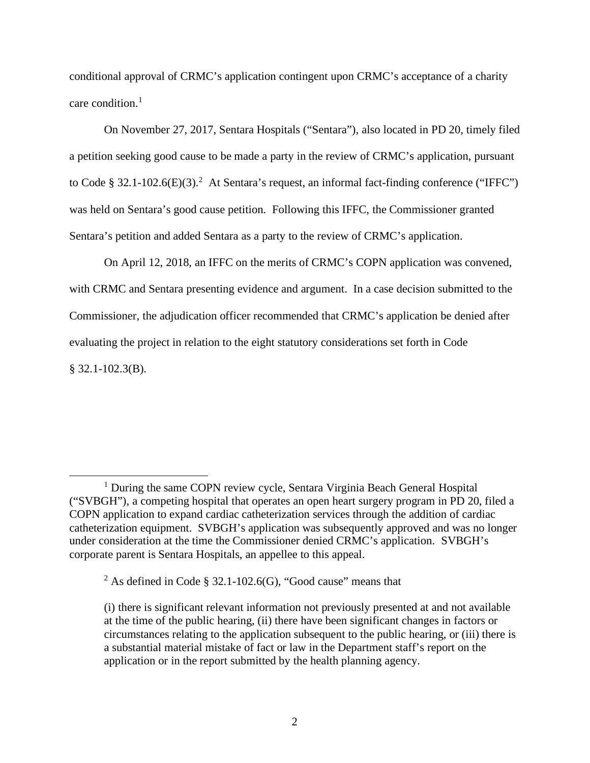conditional approval of CRMC's application contingent upon CRMC's acceptance of a charity care condition.[1]

On November 27, 2017, Sentara Hospitals ("Sentara"), also located in PD 20, timely filed a petition seeking good cause to be made a party in the review of CRMC's application, pursuant to Code § 32.1-102.6(E)(3).[2] At Sentara's request, an informal fact-finding conference ("IFFC") was held on Sentara's good cause petition. Following this IFFC, the Commissioner granted Sentara's petition and added Sentara as a party to the review of CRMC's application.

On April 12, 2018, an IFFC on the merits of CRMC's COPN application was convened, with CRMC and Sentara presenting evidence and argument. In a case decision submitted to the Commissioner, the adjudication officer recommended that CRMC's application be denied after evaluating the project in relation to the eight statutory considerations set forth in Code § 32.1-102.3(B).

---

[1] During the same COPN review cycle, Sentara Virginia Beach General Hospital ("SVBGH"), a competing hospital that operates an open heart surgery program in PD 20, filed a COPN application to expand cardiac catheterization services through the addition of cardiac catheterization equipment. SVBGH's application was subsequently approved and was no longer under consideration at the time the Commissioner denied CRMC's application. SVBGH's corporate parent is Sentara Hospitals, an appellee to this appeal.

[2] As defined in Code § 32.1-102.6(G), "Good cause" means that

> (i) there is significant relevant information not previously presented at and not available at the time of the public hearing, (ii) there have been significant changes in factors or circumstances relating to the application subsequent to the public hearing, or (iii) there is a substantial material mistake of fact or law in the Department staff's report on the application or in the report submitted by the health planning agency.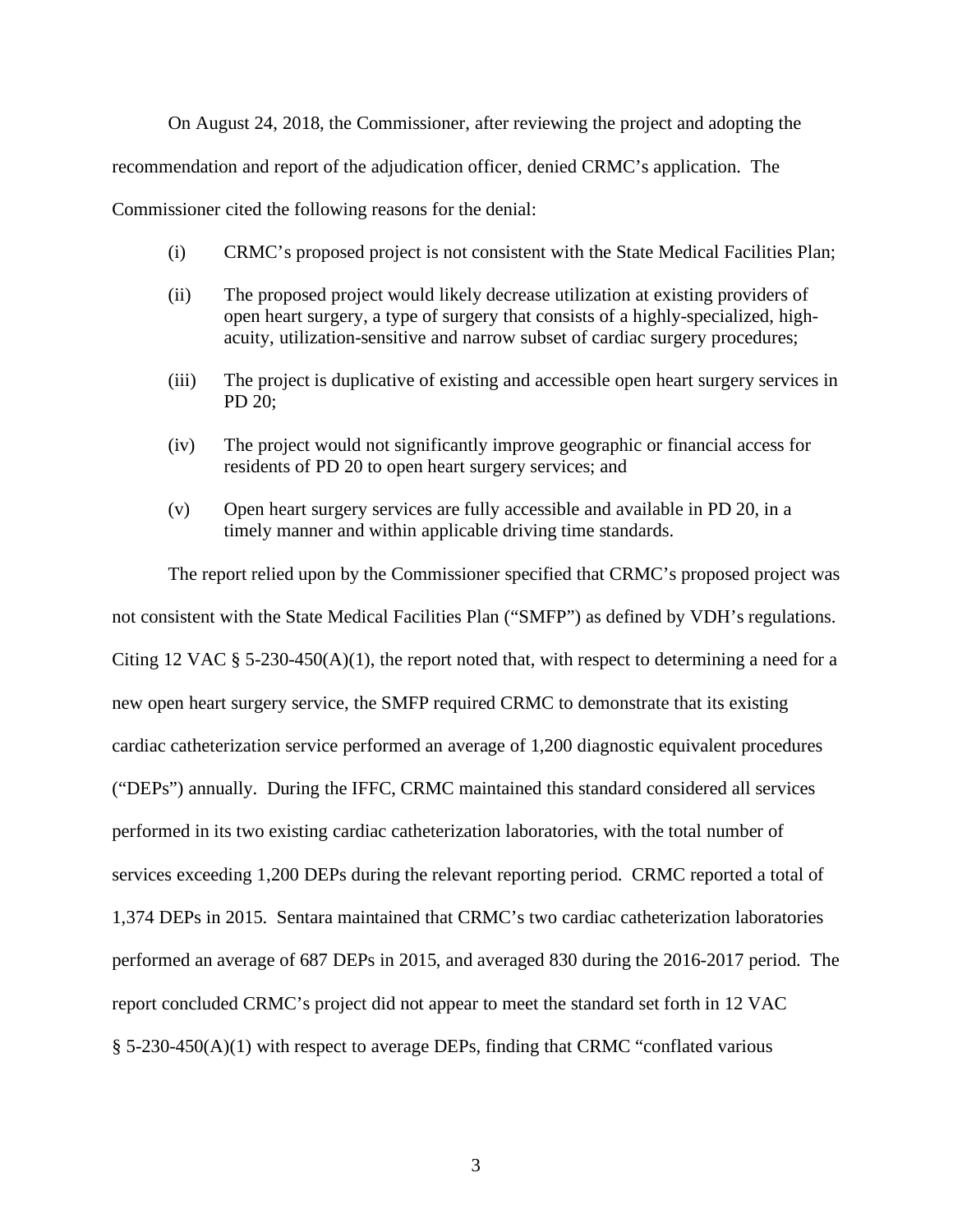On August 24, 2018, the Commissioner, after reviewing the project and adopting the recommendation and report of the adjudication officer, denied CRMC's application. The Commissioner cited the following reasons for the denial:

(i) CRMC's proposed project is not consistent with the State Medical Facilities Plan;

(ii) The proposed project would likely decrease utilization at existing providers of open heart surgery, a type of surgery that consists of a highly-specialized, high-acuity, utilization-sensitive and narrow subset of cardiac surgery procedures;

(iii) The project is duplicative of existing and accessible open heart surgery services in PD 20;

(iv) The project would not significantly improve geographic or financial access for residents of PD 20 to open heart surgery services; and

(v) Open heart surgery services are fully accessible and available in PD 20, in a timely manner and within applicable driving time standards.

The report relied upon by the Commissioner specified that CRMC's proposed project was not consistent with the State Medical Facilities Plan ("SMFP") as defined by VDH's regulations. Citing 12 VAC § 5-230-450(A)(1), the report noted that, with respect to determining a need for a new open heart surgery service, the SMFP required CRMC to demonstrate that its existing cardiac catheterization service performed an average of 1,200 diagnostic equivalent procedures ("DEPs") annually. During the IFFC, CRMC maintained this standard considered all services performed in its two existing cardiac catheterization laboratories, with the total number of services exceeding 1,200 DEPs during the relevant reporting period. CRMC reported a total of 1,374 DEPs in 2015. Sentara maintained that CRMC's two cardiac catheterization laboratories performed an average of 687 DEPs in 2015, and averaged 830 during the 2016-2017 period. The report concluded CRMC's project did not appear to meet the standard set forth in 12 VAC § 5-230-450(A)(1) with respect to average DEPs, finding that CRMC "conflated various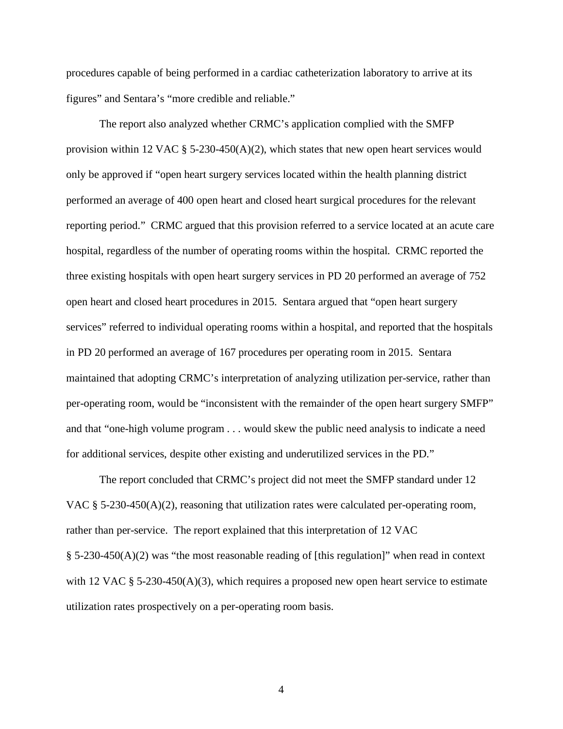procedures capable of being performed in a cardiac catheterization laboratory to arrive at its figures" and Sentara's "more credible and reliable."

The report also analyzed whether CRMC's application complied with the SMFP provision within 12 VAC § 5-230-450(A)(2), which states that new open heart services would only be approved if "open heart surgery services located within the health planning district performed an average of 400 open heart and closed heart surgical procedures for the relevant reporting period." CRMC argued that this provision referred to a service located at an acute care hospital, regardless of the number of operating rooms within the hospital. CRMC reported the three existing hospitals with open heart surgery services in PD 20 performed an average of 752 open heart and closed heart procedures in 2015. Sentara argued that "open heart surgery services" referred to individual operating rooms within a hospital, and reported that the hospitals in PD 20 performed an average of 167 procedures per operating room in 2015. Sentara maintained that adopting CRMC's interpretation of analyzing utilization per-service, rather than per-operating room, would be "inconsistent with the remainder of the open heart surgery SMFP" and that "one-high volume program . . . would skew the public need analysis to indicate a need for additional services, despite other existing and underutilized services in the PD."

The report concluded that CRMC's project did not meet the SMFP standard under 12 VAC § 5-230-450(A)(2), reasoning that utilization rates were calculated per-operating room, rather than per-service. The report explained that this interpretation of 12 VAC § 5-230-450(A)(2) was "the most reasonable reading of [this regulation]" when read in context with 12 VAC § 5-230-450(A)(3), which requires a proposed new open heart service to estimate utilization rates prospectively on a per-operating room basis.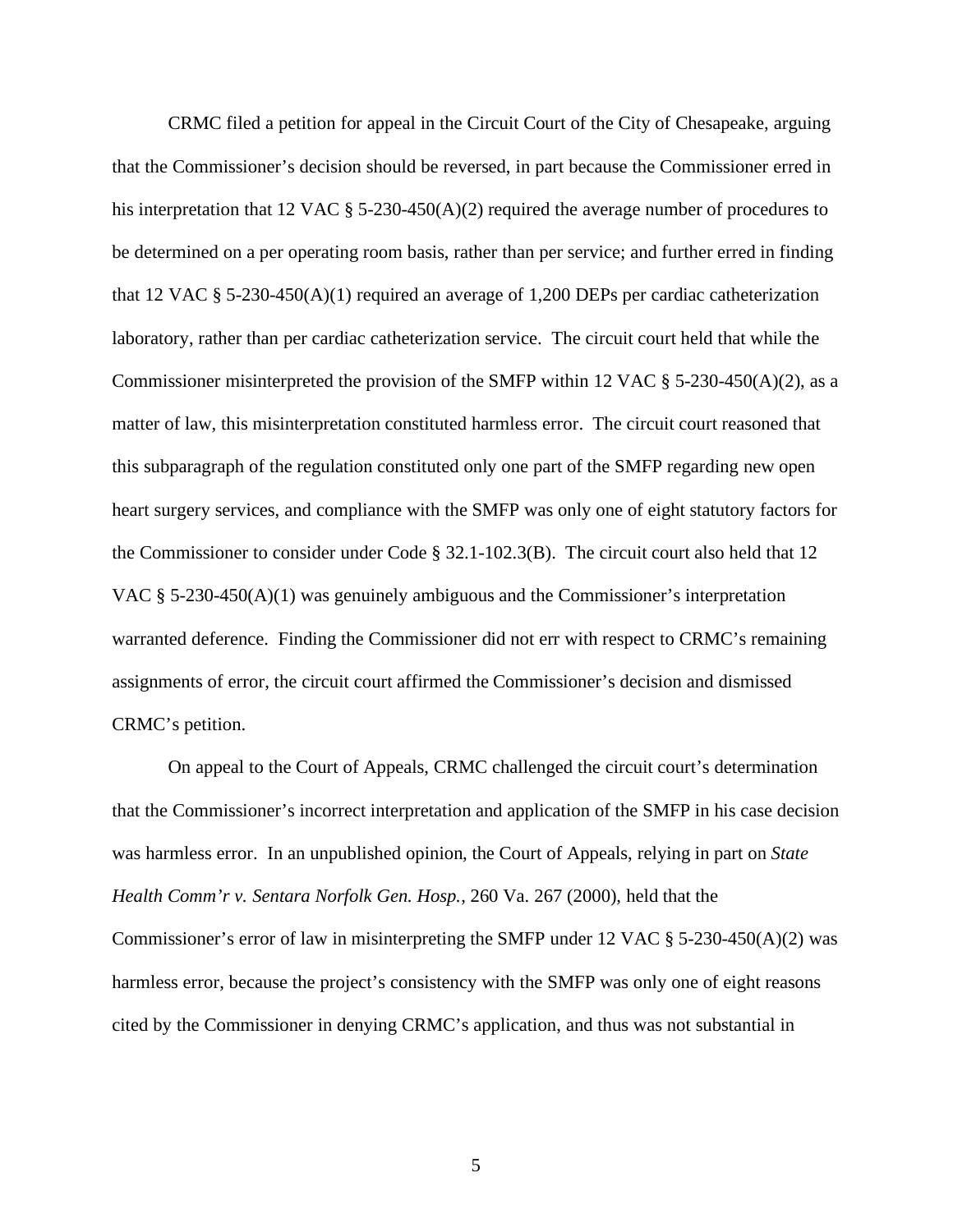CRMC filed a petition for appeal in the Circuit Court of the City of Chesapeake, arguing that the Commissioner's decision should be reversed, in part because the Commissioner erred in his interpretation that 12 VAC § 5-230-450(A)(2) required the average number of procedures to be determined on a per operating room basis, rather than per service; and further erred in finding that 12 VAC § 5-230-450(A)(1) required an average of 1,200 DEPs per cardiac catheterization laboratory, rather than per cardiac catheterization service. The circuit court held that while the Commissioner misinterpreted the provision of the SMFP within 12 VAC § 5-230-450(A)(2), as a matter of law, this misinterpretation constituted harmless error. The circuit court reasoned that this subparagraph of the regulation constituted only one part of the SMFP regarding new open heart surgery services, and compliance with the SMFP was only one of eight statutory factors for the Commissioner to consider under Code § 32.1-102.3(B). The circuit court also held that 12 VAC § 5-230-450(A)(1) was genuinely ambiguous and the Commissioner's interpretation warranted deference. Finding the Commissioner did not err with respect to CRMC's remaining assignments of error, the circuit court affirmed the Commissioner's decision and dismissed CRMC's petition.

On appeal to the Court of Appeals, CRMC challenged the circuit court's determination that the Commissioner's incorrect interpretation and application of the SMFP in his case decision was harmless error. In an unpublished opinion, the Court of Appeals, relying in part on *State Health Comm'r v. Sentara Norfolk Gen. Hosp.*, 260 Va. 267 (2000), held that the Commissioner's error of law in misinterpreting the SMFP under 12 VAC § 5-230-450(A)(2) was harmless error, because the project's consistency with the SMFP was only one of eight reasons cited by the Commissioner in denying CRMC's application, and thus was not substantial in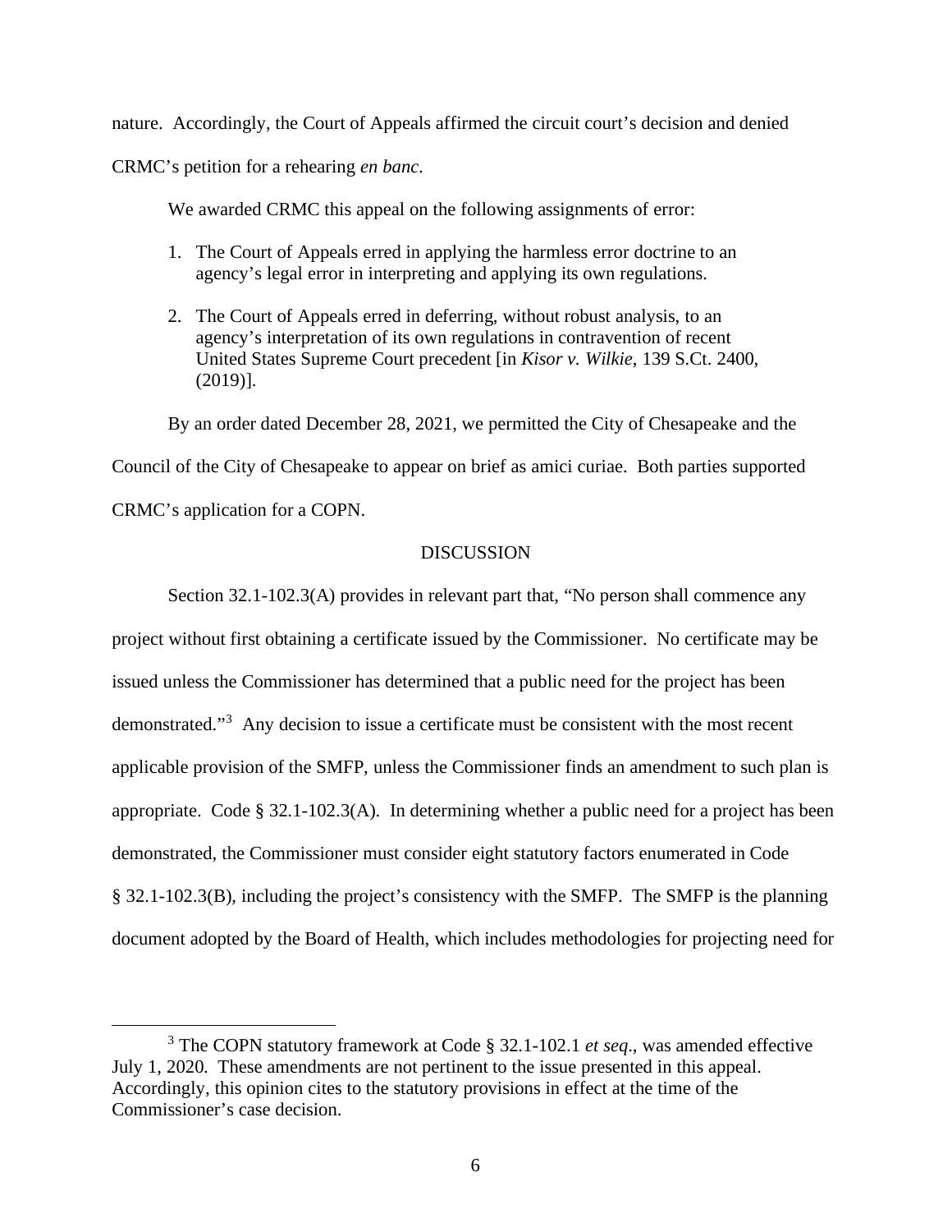nature. Accordingly, the Court of Appeals affirmed the circuit court's decision and denied CRMC's petition for a rehearing *en banc*.

We awarded CRMC this appeal on the following assignments of error:

1. The Court of Appeals erred in applying the harmless error doctrine to an agency's legal error in interpreting and applying its own regulations.
2. The Court of Appeals erred in deferring, without robust analysis, to an agency's interpretation of its own regulations in contravention of recent United States Supreme Court precedent [in *Kisor v. Wilkie*, 139 S.Ct. 2400, (2019)].

By an order dated December 28, 2021, we permitted the City of Chesapeake and the Council of the City of Chesapeake to appear on brief as amici curiae. Both parties supported CRMC's application for a COPN.

## DISCUSSION

Section 32.1-102.3(A) provides in relevant part that, "No person shall commence any project without first obtaining a certificate issued by the Commissioner. No certificate may be issued unless the Commissioner has determined that a public need for the project has been demonstrated."[3] Any decision to issue a certificate must be consistent with the most recent applicable provision of the SMFP, unless the Commissioner finds an amendment to such plan is appropriate. Code § 32.1-102.3(A). In determining whether a public need for a project has been demonstrated, the Commissioner must consider eight statutory factors enumerated in Code § 32.1-102.3(B), including the project's consistency with the SMFP. The SMFP is the planning document adopted by the Board of Health, which includes methodologies for projecting need for

[3] The COPN statutory framework at Code § 32.1-102.1 *et seq*., was amended effective July 1, 2020. These amendments are not pertinent to the issue presented in this appeal. Accordingly, this opinion cites to the statutory provisions in effect at the time of the Commissioner's case decision.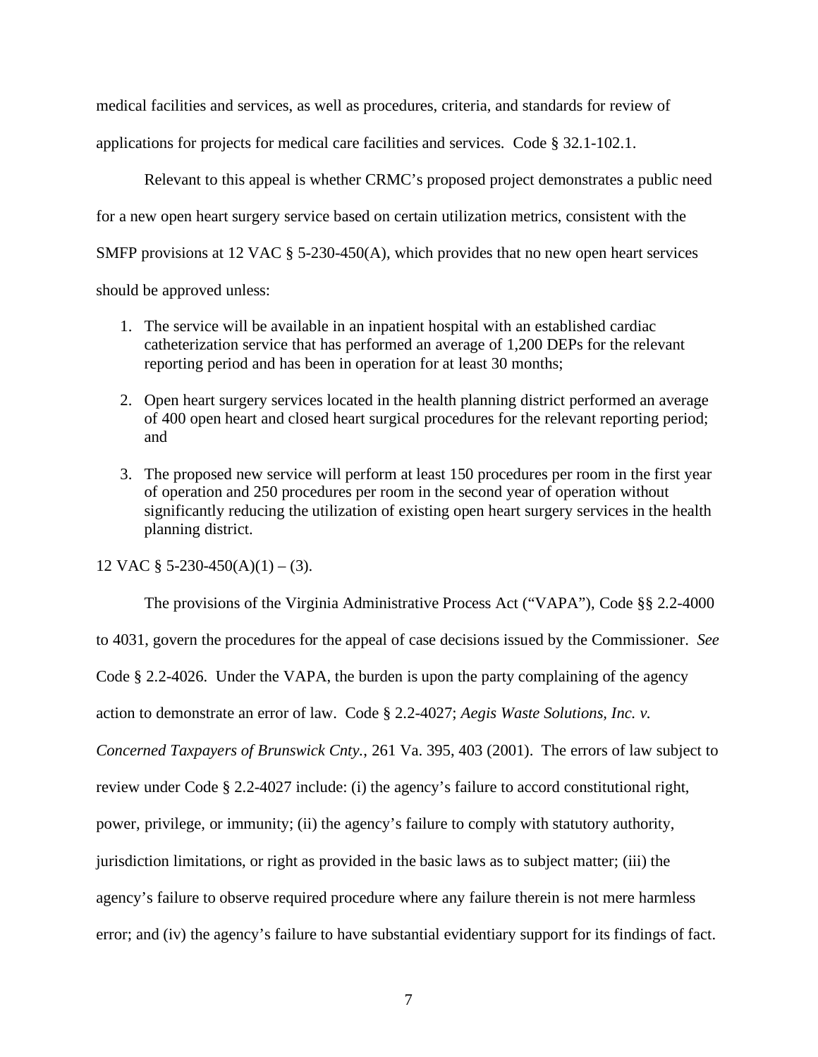medical facilities and services, as well as procedures, criteria, and standards for review of applications for projects for medical care facilities and services. Code § 32.1-102.1.

Relevant to this appeal is whether CRMC's proposed project demonstrates a public need for a new open heart surgery service based on certain utilization metrics, consistent with the SMFP provisions at 12 VAC § 5-230-450(A), which provides that no new open heart services should be approved unless:

1. The service will be available in an inpatient hospital with an established cardiac catheterization service that has performed an average of 1,200 DEPs for the relevant reporting period and has been in operation for at least 30 months;

2. Open heart surgery services located in the health planning district performed an average of 400 open heart and closed heart surgical procedures for the relevant reporting period; and

3. The proposed new service will perform at least 150 procedures per room in the first year of operation and 250 procedures per room in the second year of operation without significantly reducing the utilization of existing open heart surgery services in the health planning district.

12 VAC § 5-230-450(A)(1) – (3).

The provisions of the Virginia Administrative Process Act ("VAPA"), Code §§ 2.2-4000 to 4031, govern the procedures for the appeal of case decisions issued by the Commissioner. *See* Code § 2.2-4026. Under the VAPA, the burden is upon the party complaining of the agency action to demonstrate an error of law. Code § 2.2-4027; *Aegis Waste Solutions, Inc. v. Concerned Taxpayers of Brunswick Cnty.*, 261 Va. 395, 403 (2001). The errors of law subject to review under Code § 2.2-4027 include: (i) the agency's failure to accord constitutional right, power, privilege, or immunity; (ii) the agency's failure to comply with statutory authority, jurisdiction limitations, or right as provided in the basic laws as to subject matter; (iii) the agency's failure to observe required procedure where any failure therein is not mere harmless error; and (iv) the agency's failure to have substantial evidentiary support for its findings of fact.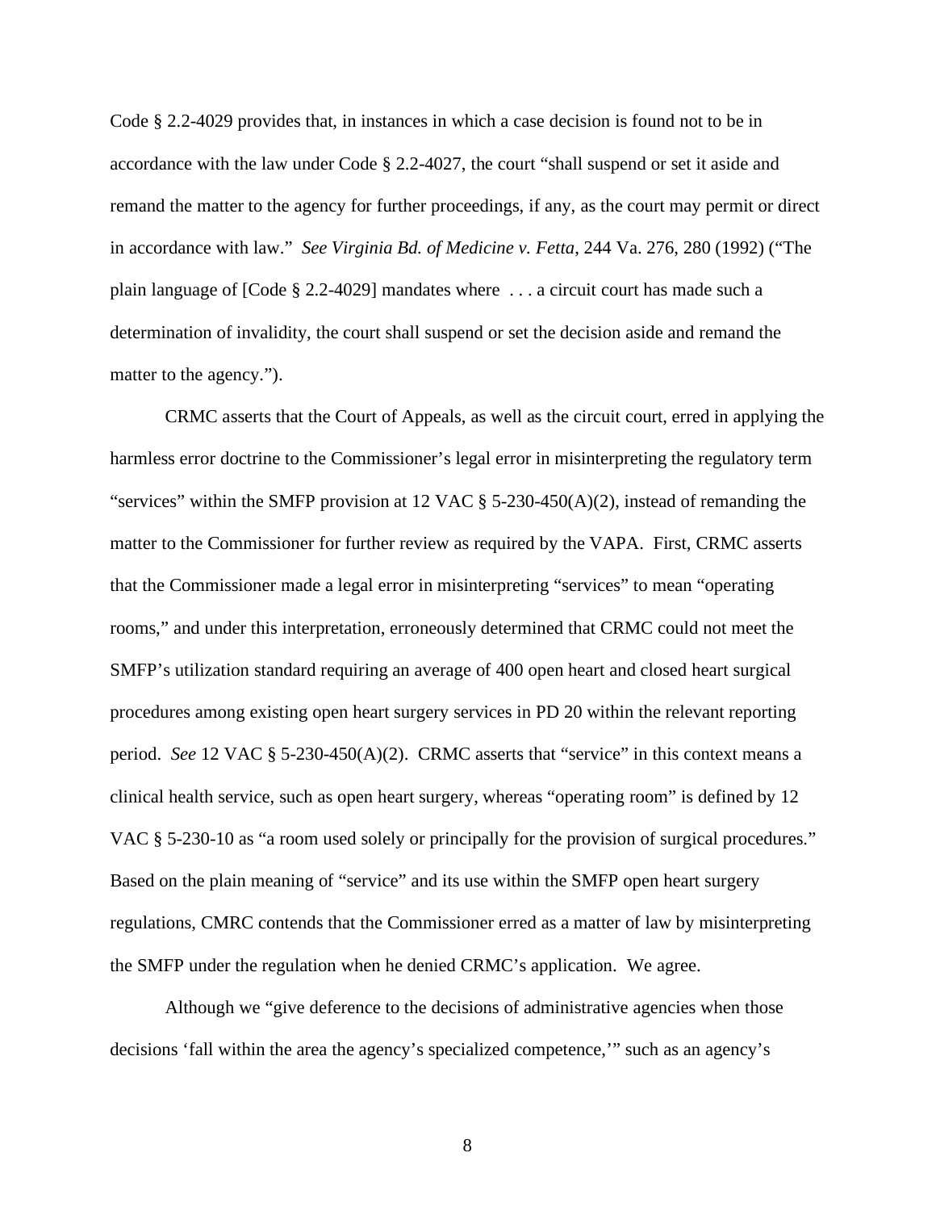Code § 2.2-4029 provides that, in instances in which a case decision is found not to be in accordance with the law under Code § 2.2-4027, the court "shall suspend or set it aside and remand the matter to the agency for further proceedings, if any, as the court may permit or direct in accordance with law." *See Virginia Bd. of Medicine v. Fetta*, 244 Va. 276, 280 (1992) ("The plain language of [Code § 2.2-4029] mandates where . . . a circuit court has made such a determination of invalidity, the court shall suspend or set the decision aside and remand the matter to the agency.").

CRMC asserts that the Court of Appeals, as well as the circuit court, erred in applying the harmless error doctrine to the Commissioner's legal error in misinterpreting the regulatory term "services" within the SMFP provision at 12 VAC § 5-230-450(A)(2), instead of remanding the matter to the Commissioner for further review as required by the VAPA. First, CRMC asserts that the Commissioner made a legal error in misinterpreting "services" to mean "operating rooms," and under this interpretation, erroneously determined that CRMC could not meet the SMFP's utilization standard requiring an average of 400 open heart and closed heart surgical procedures among existing open heart surgery services in PD 20 within the relevant reporting period. *See* 12 VAC § 5-230-450(A)(2). CRMC asserts that "service" in this context means a clinical health service, such as open heart surgery, whereas "operating room" is defined by 12 VAC § 5-230-10 as "a room used solely or principally for the provision of surgical procedures." Based on the plain meaning of "service" and its use within the SMFP open heart surgery regulations, CMRC contends that the Commissioner erred as a matter of law by misinterpreting the SMFP under the regulation when he denied CRMC's application. We agree.

Although we "give deference to the decisions of administrative agencies when those decisions 'fall within the area the agency's specialized competence,'" such as an agency's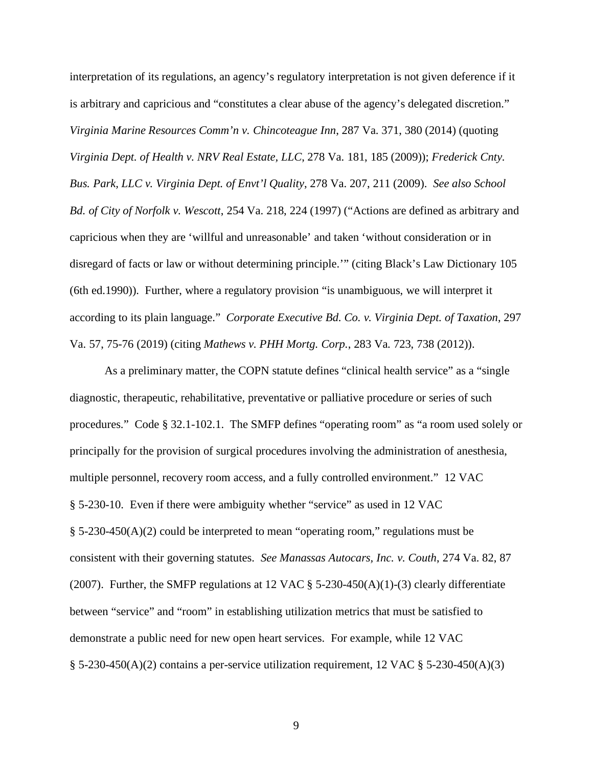interpretation of its regulations, an agency's regulatory interpretation is not given deference if it is arbitrary and capricious and "constitutes a clear abuse of the agency's delegated discretion." *Virginia Marine Resources Comm'n v. Chincoteague Inn*, 287 Va. 371, 380 (2014) (quoting *Virginia Dept. of Health v. NRV Real Estate, LLC*, 278 Va. 181, 185 (2009)); *Frederick Cnty. Bus. Park, LLC v. Virginia Dept. of Envt'l Quality*, 278 Va. 207, 211 (2009). *See also School Bd. of City of Norfolk v. Wescott*, 254 Va. 218, 224 (1997) ("Actions are defined as arbitrary and capricious when they are 'willful and unreasonable' and taken 'without consideration or in disregard of facts or law or without determining principle.'" (citing Black's Law Dictionary 105 (6th ed.1990)). Further, where a regulatory provision "is unambiguous, we will interpret it according to its plain language." *Corporate Executive Bd. Co. v. Virginia Dept. of Taxation*, 297 Va. 57, 75-76 (2019) (citing *Mathews v. PHH Mortg. Corp.*, 283 Va. 723, 738 (2012)).

As a preliminary matter, the COPN statute defines "clinical health service" as a "single diagnostic, therapeutic, rehabilitative, preventative or palliative procedure or series of such procedures." Code § 32.1-102.1. The SMFP defines "operating room" as "a room used solely or principally for the provision of surgical procedures involving the administration of anesthesia, multiple personnel, recovery room access, and a fully controlled environment." 12 VAC § 5-230-10. Even if there were ambiguity whether "service" as used in 12 VAC § 5-230-450(A)(2) could be interpreted to mean "operating room," regulations must be consistent with their governing statutes. *See Manassas Autocars, Inc. v. Couth*, 274 Va. 82, 87 (2007). Further, the SMFP regulations at 12 VAC § 5-230-450(A)(1)-(3) clearly differentiate between "service" and "room" in establishing utilization metrics that must be satisfied to demonstrate a public need for new open heart services. For example, while 12 VAC § 5-230-450(A)(2) contains a per-service utilization requirement, 12 VAC § 5-230-450(A)(3)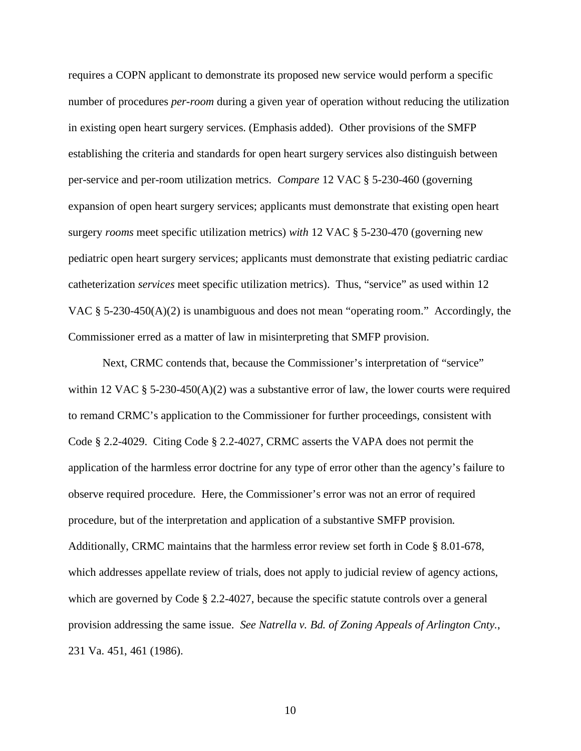requires a COPN applicant to demonstrate its proposed new service would perform a specific number of procedures *per-room* during a given year of operation without reducing the utilization in existing open heart surgery services. (Emphasis added). Other provisions of the SMFP establishing the criteria and standards for open heart surgery services also distinguish between per-service and per-room utilization metrics. *Compare* 12 VAC § 5-230-460 (governing expansion of open heart surgery services; applicants must demonstrate that existing open heart surgery *rooms* meet specific utilization metrics) *with* 12 VAC § 5-230-470 (governing new pediatric open heart surgery services; applicants must demonstrate that existing pediatric cardiac catheterization *services* meet specific utilization metrics). Thus, "service" as used within 12 VAC § 5-230-450(A)(2) is unambiguous and does not mean "operating room." Accordingly, the Commissioner erred as a matter of law in misinterpreting that SMFP provision.

Next, CRMC contends that, because the Commissioner's interpretation of "service" within 12 VAC § 5-230-450(A)(2) was a substantive error of law, the lower courts were required to remand CRMC's application to the Commissioner for further proceedings, consistent with Code § 2.2-4029. Citing Code § 2.2-4027, CRMC asserts the VAPA does not permit the application of the harmless error doctrine for any type of error other than the agency's failure to observe required procedure. Here, the Commissioner's error was not an error of required procedure, but of the interpretation and application of a substantive SMFP provision. Additionally, CRMC maintains that the harmless error review set forth in Code § 8.01-678, which addresses appellate review of trials, does not apply to judicial review of agency actions, which are governed by Code § 2.2-4027, because the specific statute controls over a general provision addressing the same issue. *See Natrella v. Bd. of Zoning Appeals of Arlington Cnty.*, 231 Va. 451, 461 (1986).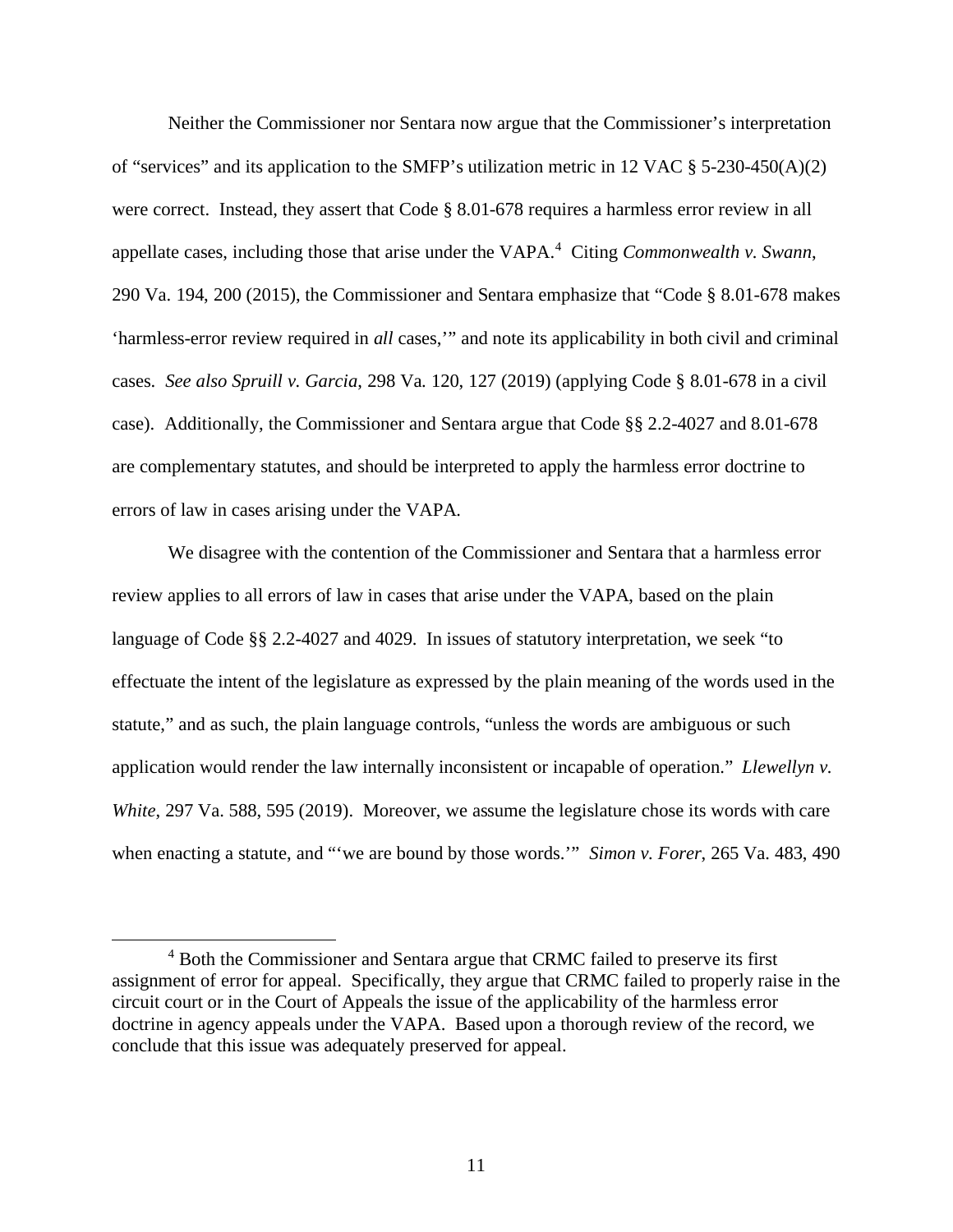Neither the Commissioner nor Sentara now argue that the Commissioner's interpretation of "services" and its application to the SMFP's utilization metric in 12 VAC § 5-230-450(A)(2) were correct. Instead, they assert that Code § 8.01-678 requires a harmless error review in all appellate cases, including those that arise under the VAPA.[4] Citing *Commonwealth v. Swann*, 290 Va. 194, 200 (2015), the Commissioner and Sentara emphasize that "Code § 8.01-678 makes 'harmless-error review required in *all* cases,'" and note its applicability in both civil and criminal cases. *See also Spruill v. Garcia*, 298 Va. 120, 127 (2019) (applying Code § 8.01-678 in a civil case). Additionally, the Commissioner and Sentara argue that Code §§ 2.2-4027 and 8.01-678 are complementary statutes, and should be interpreted to apply the harmless error doctrine to errors of law in cases arising under the VAPA.

We disagree with the contention of the Commissioner and Sentara that a harmless error review applies to all errors of law in cases that arise under the VAPA, based on the plain language of Code §§ 2.2-4027 and 4029. In issues of statutory interpretation, we seek "to effectuate the intent of the legislature as expressed by the plain meaning of the words used in the statute," and as such, the plain language controls, "unless the words are ambiguous or such application would render the law internally inconsistent or incapable of operation." *Llewellyn v. White*, 297 Va. 588, 595 (2019). Moreover, we assume the legislature chose its words with care when enacting a statute, and "'we are bound by those words.'" *Simon v. Forer*, 265 Va. 483, 490

[4] Both the Commissioner and Sentara argue that CRMC failed to preserve its first assignment of error for appeal. Specifically, they argue that CRMC failed to properly raise in the circuit court or in the Court of Appeals the issue of the applicability of the harmless error doctrine in agency appeals under the VAPA. Based upon a thorough review of the record, we conclude that this issue was adequately preserved for appeal.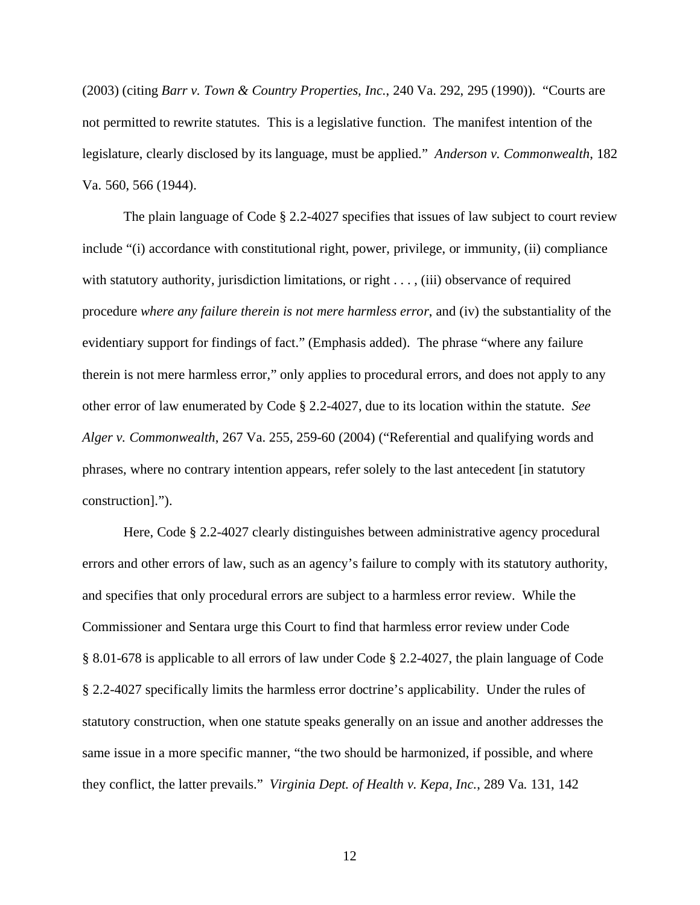(2003) (citing *Barr v. Town & Country Properties, Inc.*, 240 Va. 292, 295 (1990)). "Courts are not permitted to rewrite statutes. This is a legislative function. The manifest intention of the legislature, clearly disclosed by its language, must be applied." *Anderson v. Commonwealth*, 182 Va. 560, 566 (1944).

The plain language of Code § 2.2-4027 specifies that issues of law subject to court review include "(i) accordance with constitutional right, power, privilege, or immunity, (ii) compliance with statutory authority, jurisdiction limitations, or right . . . , (iii) observance of required procedure *where any failure therein is not mere harmless error*, and (iv) the substantiality of the evidentiary support for findings of fact." (Emphasis added). The phrase "where any failure therein is not mere harmless error," only applies to procedural errors, and does not apply to any other error of law enumerated by Code § 2.2-4027, due to its location within the statute. *See Alger v. Commonwealth*, 267 Va. 255, 259-60 (2004) ("Referential and qualifying words and phrases, where no contrary intention appears, refer solely to the last antecedent [in statutory construction].").

Here, Code § 2.2-4027 clearly distinguishes between administrative agency procedural errors and other errors of law, such as an agency's failure to comply with its statutory authority, and specifies that only procedural errors are subject to a harmless error review. While the Commissioner and Sentara urge this Court to find that harmless error review under Code § 8.01-678 is applicable to all errors of law under Code § 2.2-4027, the plain language of Code § 2.2-4027 specifically limits the harmless error doctrine's applicability. Under the rules of statutory construction, when one statute speaks generally on an issue and another addresses the same issue in a more specific manner, "the two should be harmonized, if possible, and where they conflict, the latter prevails." *Virginia Dept. of Health v. Kepa, Inc.*, 289 Va. 131, 142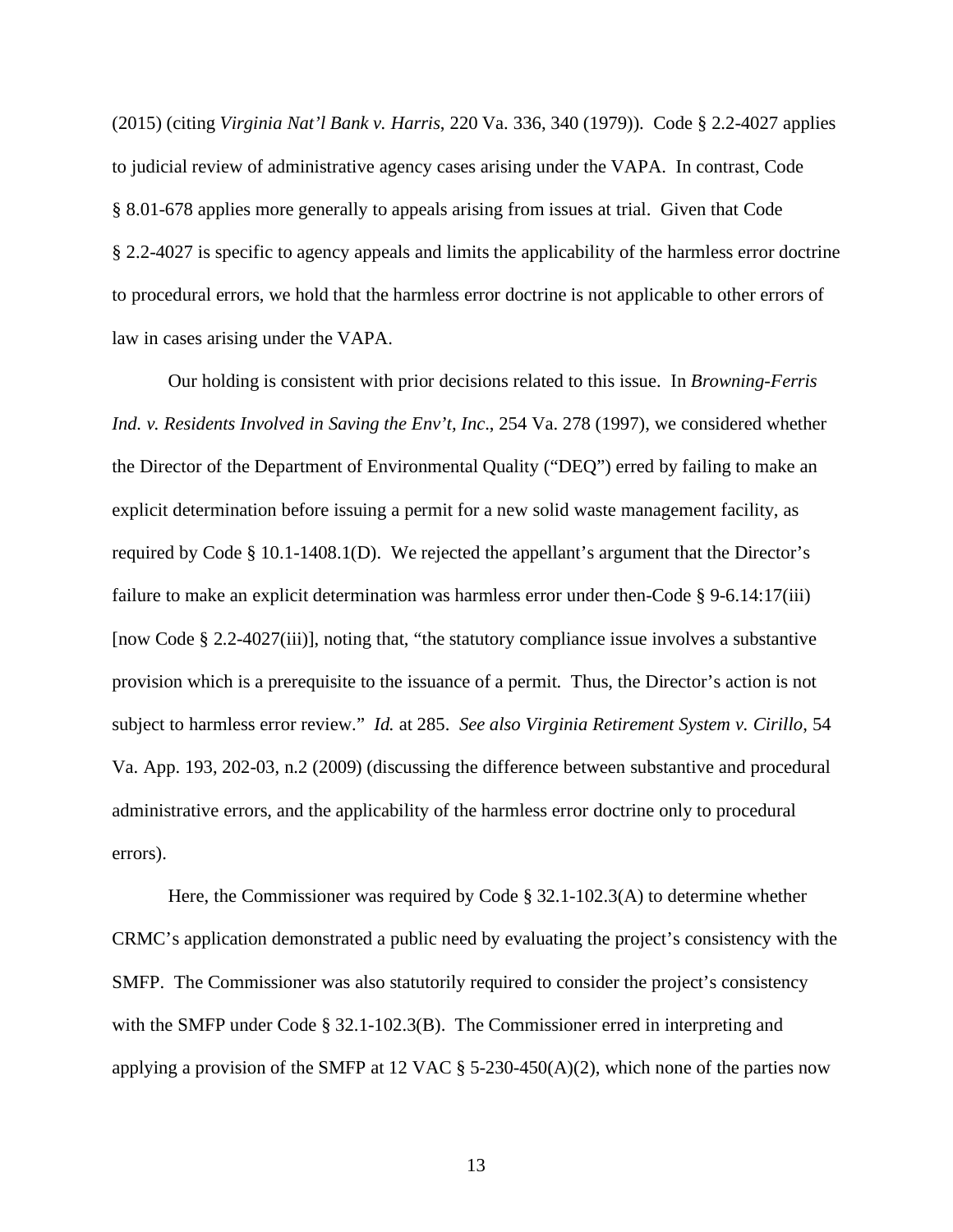(2015) (citing *Virginia Nat'l Bank v. Harris*, 220 Va. 336, 340 (1979)). Code § 2.2-4027 applies to judicial review of administrative agency cases arising under the VAPA. In contrast, Code § 8.01-678 applies more generally to appeals arising from issues at trial. Given that Code § 2.2-4027 is specific to agency appeals and limits the applicability of the harmless error doctrine to procedural errors, we hold that the harmless error doctrine is not applicable to other errors of law in cases arising under the VAPA.

Our holding is consistent with prior decisions related to this issue. In *Browning-Ferris Ind. v. Residents Involved in Saving the Env't, Inc*., 254 Va. 278 (1997), we considered whether the Director of the Department of Environmental Quality ("DEQ") erred by failing to make an explicit determination before issuing a permit for a new solid waste management facility, as required by Code § 10.1-1408.1(D). We rejected the appellant's argument that the Director's failure to make an explicit determination was harmless error under then-Code § 9-6.14:17(iii) [now Code § 2.2-4027(iii)], noting that, "the statutory compliance issue involves a substantive provision which is a prerequisite to the issuance of a permit. Thus, the Director's action is not subject to harmless error review." *Id.* at 285. *See also Virginia Retirement System v. Cirillo*, 54 Va. App. 193, 202-03, n.2 (2009) (discussing the difference between substantive and procedural administrative errors, and the applicability of the harmless error doctrine only to procedural errors).

Here, the Commissioner was required by Code § 32.1-102.3(A) to determine whether CRMC's application demonstrated a public need by evaluating the project's consistency with the SMFP. The Commissioner was also statutorily required to consider the project's consistency with the SMFP under Code § 32.1-102.3(B). The Commissioner erred in interpreting and applying a provision of the SMFP at 12 VAC § 5-230-450(A)(2), which none of the parties now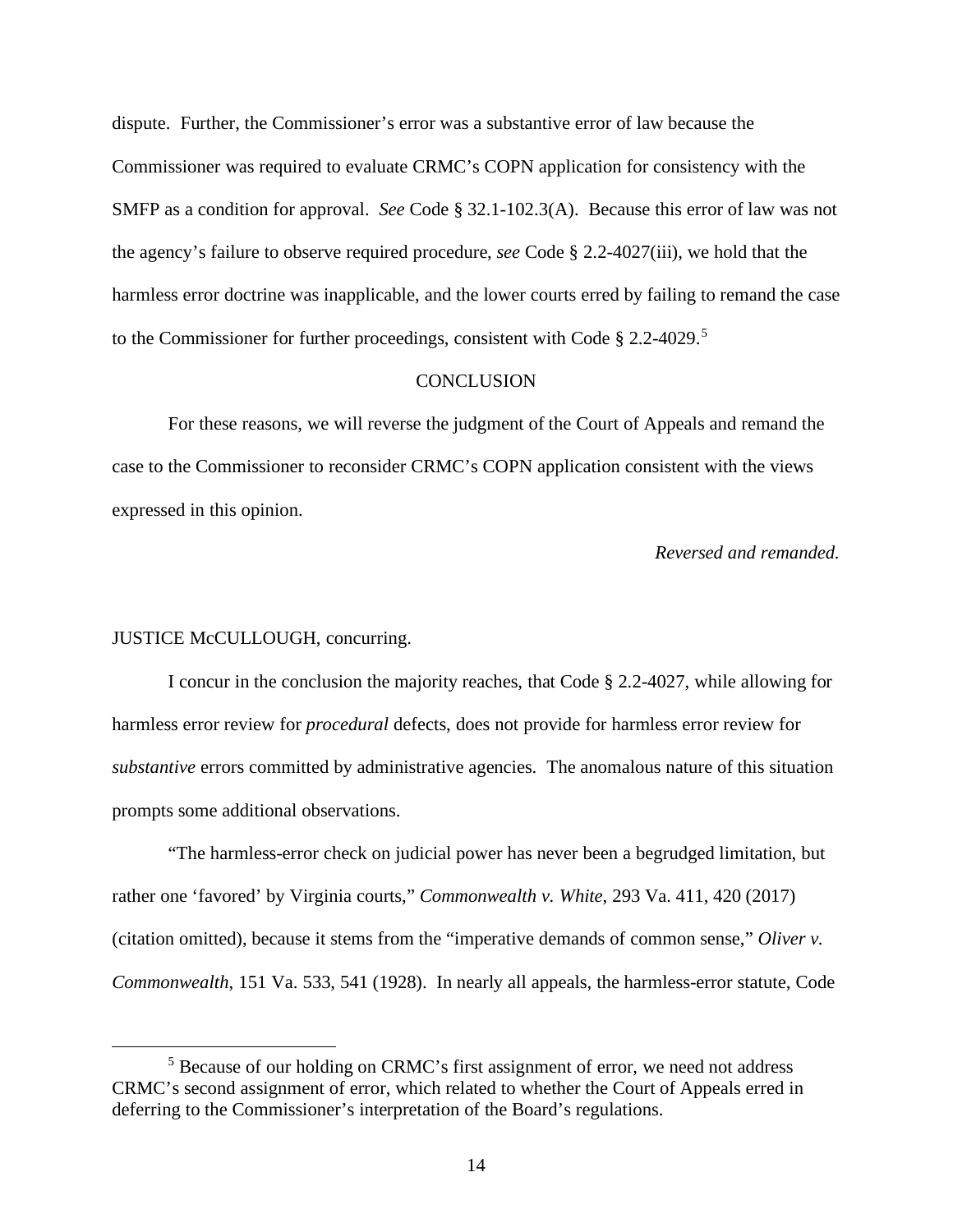dispute. Further, the Commissioner's error was a substantive error of law because the Commissioner was required to evaluate CRMC's COPN application for consistency with the SMFP as a condition for approval. *See* Code § 32.1-102.3(A). Because this error of law was not the agency's failure to observe required procedure, *see* Code § 2.2-4027(iii), we hold that the harmless error doctrine was inapplicable, and the lower courts erred by failing to remand the case to the Commissioner for further proceedings, consistent with Code § 2.2-4029.[5]

## CONCLUSION

For these reasons, we will reverse the judgment of the Court of Appeals and remand the case to the Commissioner to reconsider CRMC's COPN application consistent with the views expressed in this opinion.

*Reversed and remanded.*

JUSTICE McCULLOUGH, concurring.

I concur in the conclusion the majority reaches, that Code § 2.2-4027, while allowing for harmless error review for *procedural* defects, does not provide for harmless error review for *substantive* errors committed by administrative agencies. The anomalous nature of this situation prompts some additional observations.

"The harmless-error check on judicial power has never been a begrudged limitation, but rather one 'favored' by Virginia courts," *Commonwealth v. White*, 293 Va. 411, 420 (2017) (citation omitted), because it stems from the "imperative demands of common sense," *Oliver v. Commonwealth*, 151 Va. 533, 541 (1928). In nearly all appeals, the harmless-error statute, Code

---

[5] Because of our holding on CRMC's first assignment of error, we need not address CRMC's second assignment of error, which related to whether the Court of Appeals erred in deferring to the Commissioner's interpretation of the Board's regulations.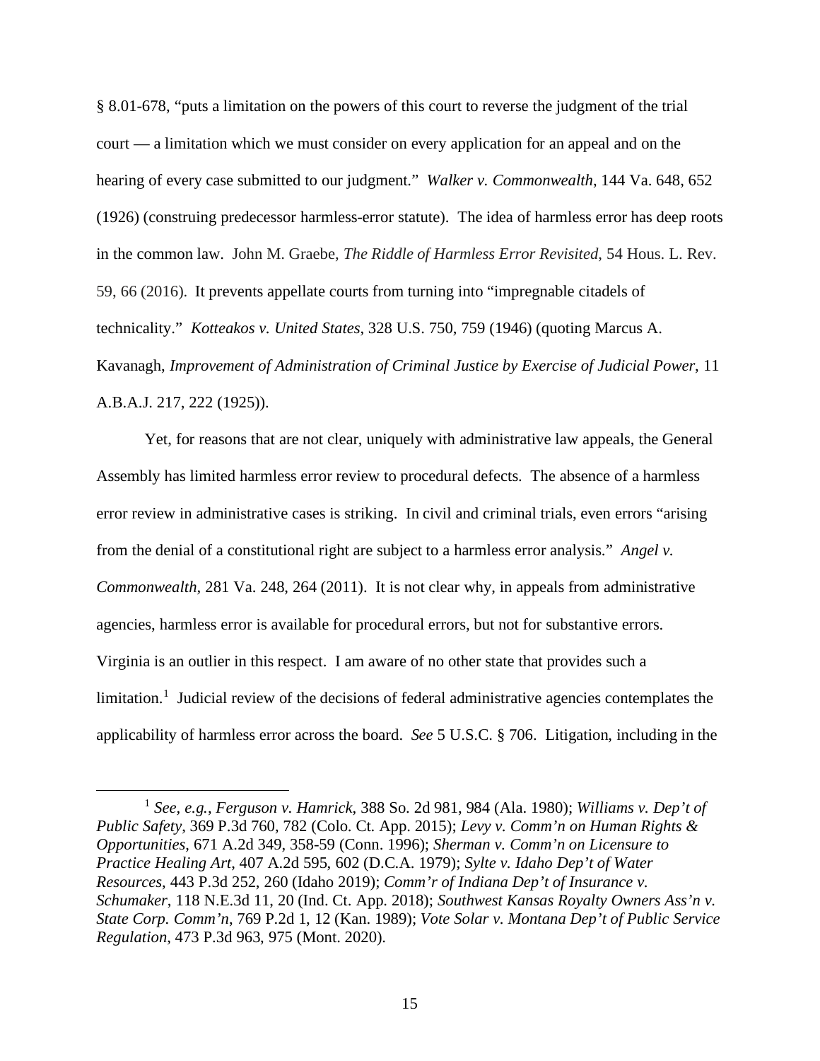§ 8.01-678, "puts a limitation on the powers of this court to reverse the judgment of the trial court — a limitation which we must consider on every application for an appeal and on the hearing of every case submitted to our judgment." *Walker v. Commonwealth*, 144 Va. 648, 652 (1926) (construing predecessor harmless-error statute). The idea of harmless error has deep roots in the common law. John M. Graebe, *The Riddle of Harmless Error Revisited*, 54 Hous. L. Rev. 59, 66 (2016). It prevents appellate courts from turning into "impregnable citadels of technicality." *Kotteakos v. United States*, 328 U.S. 750, 759 (1946) (quoting Marcus A. Kavanagh, *Improvement of Administration of Criminal Justice by Exercise of Judicial Power*, 11 A.B.A.J. 217, 222 (1925)).

Yet, for reasons that are not clear, uniquely with administrative law appeals, the General Assembly has limited harmless error review to procedural defects. The absence of a harmless error review in administrative cases is striking. In civil and criminal trials, even errors "arising from the denial of a constitutional right are subject to a harmless error analysis." *Angel v. Commonwealth*, 281 Va. 248, 264 (2011). It is not clear why, in appeals from administrative agencies, harmless error is available for procedural errors, but not for substantive errors. Virginia is an outlier in this respect. I am aware of no other state that provides such a limitation.[1] Judicial review of the decisions of federal administrative agencies contemplates the applicability of harmless error across the board. *See* 5 U.S.C. § 706. Litigation, including in the

[1] *See, e.g.*, *Ferguson v. Hamrick*, 388 So. 2d 981, 984 (Ala. 1980); *Williams v. Dep't of Public Safety*, 369 P.3d 760, 782 (Colo. Ct. App. 2015); *Levy v. Comm'n on Human Rights & Opportunities*, 671 A.2d 349, 358-59 (Conn. 1996); *Sherman v. Comm'n on Licensure to Practice Healing Art*, 407 A.2d 595, 602 (D.C.A. 1979); *Sylte v. Idaho Dep't of Water Resources*, 443 P.3d 252, 260 (Idaho 2019); *Comm'r of Indiana Dep't of Insurance v. Schumaker*, 118 N.E.3d 11, 20 (Ind. Ct. App. 2018); *Southwest Kansas Royalty Owners Ass'n v. State Corp. Comm'n*, 769 P.2d 1, 12 (Kan. 1989); *Vote Solar v. Montana Dep't of Public Service Regulation*, 473 P.3d 963, 975 (Mont. 2020).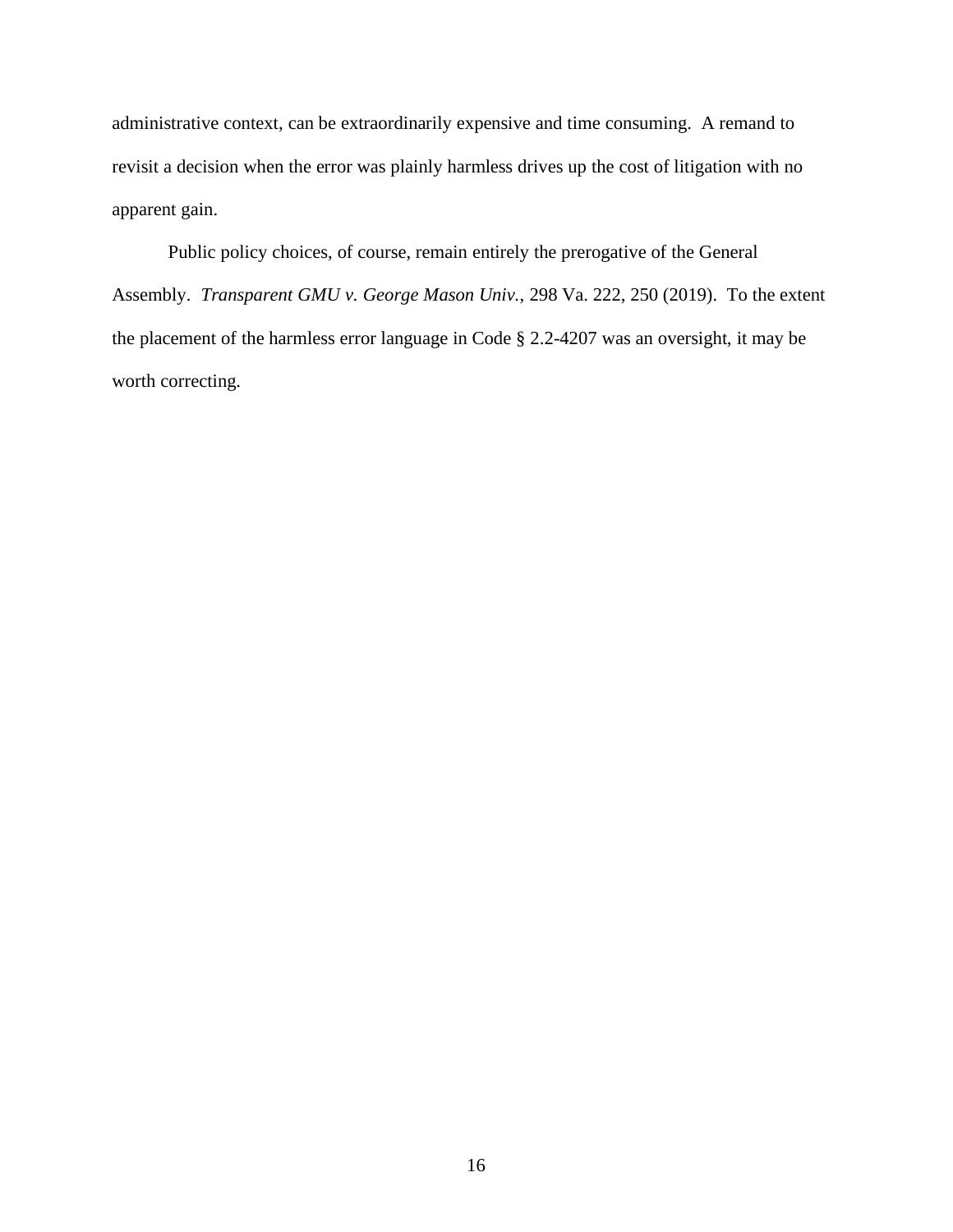administrative context, can be extraordinarily expensive and time consuming. A remand to revisit a decision when the error was plainly harmless drives up the cost of litigation with no apparent gain.

Public policy choices, of course, remain entirely the prerogative of the General Assembly. *Transparent GMU v. George Mason Univ.*, 298 Va. 222, 250 (2019). To the extent the placement of the harmless error language in Code § 2.2-4207 was an oversight, it may be worth correcting.